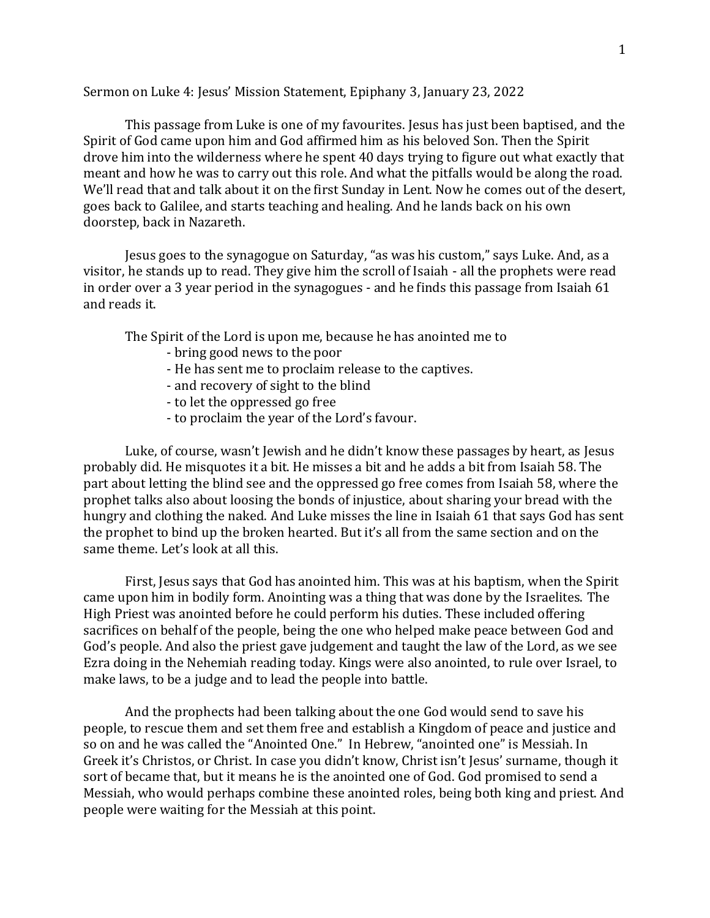Sermon on Luke 4: Jesus' Mission Statement, Epiphany 3, January 23, 2022

This passage from Luke is one of my favourites. Jesus has just been baptised, and the Spirit of God came upon him and God affirmed him as his beloved Son. Then the Spirit drove him into the wilderness where he spent 40 days trying to figure out what exactly that meant and how he was to carry out this role. And what the pitfalls would be along the road. We'll read that and talk about it on the first Sunday in Lent. Now he comes out of the desert, goes back to Galilee, and starts teaching and healing. And he lands back on his own doorstep, back in Nazareth.

Jesus goes to the synagogue on Saturday, "as was his custom," says Luke. And, as a visitor, he stands up to read. They give him the scroll of Isaiah - all the prophets were read in order over a 3 year period in the synagogues - and he finds this passage from Isaiah 61 and reads it.

The Spirit of the Lord is upon me, because he has anointed me to

- bring good news to the poor
- He has sent me to proclaim release to the captives.
- and recovery of sight to the blind
- to let the oppressed go free
- to proclaim the year of the Lord's favour.

Luke, of course, wasn't Jewish and he didn't know these passages by heart, as Jesus probably did. He misquotes it a bit. He misses a bit and he adds a bit from Isaiah 58. The part about letting the blind see and the oppressed go free comes from Isaiah 58, where the prophet talks also about loosing the bonds of injustice, about sharing your bread with the hungry and clothing the naked. And Luke misses the line in Isaiah 61 that says God has sent the prophet to bind up the broken hearted. But it's all from the same section and on the same theme. Let's look at all this.

First, Jesus says that God has anointed him. This was at his baptism, when the Spirit came upon him in bodily form. Anointing was a thing that was done by the Israelites. The High Priest was anointed before he could perform his duties. These included offering sacrifices on behalf of the people, being the one who helped make peace between God and God's people. And also the priest gave judgement and taught the law of the Lord, as we see Ezra doing in the Nehemiah reading today. Kings were also anointed, to rule over Israel, to make laws, to be a judge and to lead the people into battle.

And the prophects had been talking about the one God would send to save his people, to rescue them and set them free and establish a Kingdom of peace and justice and so on and he was called the "Anointed One." In Hebrew, "anointed one" is Messiah. In Greek it's Christos, or Christ. In case you didn't know, Christ isn't Jesus' surname, though it sort of became that, but it means he is the anointed one of God. God promised to send a Messiah, who would perhaps combine these anointed roles, being both king and priest. And people were waiting for the Messiah at this point.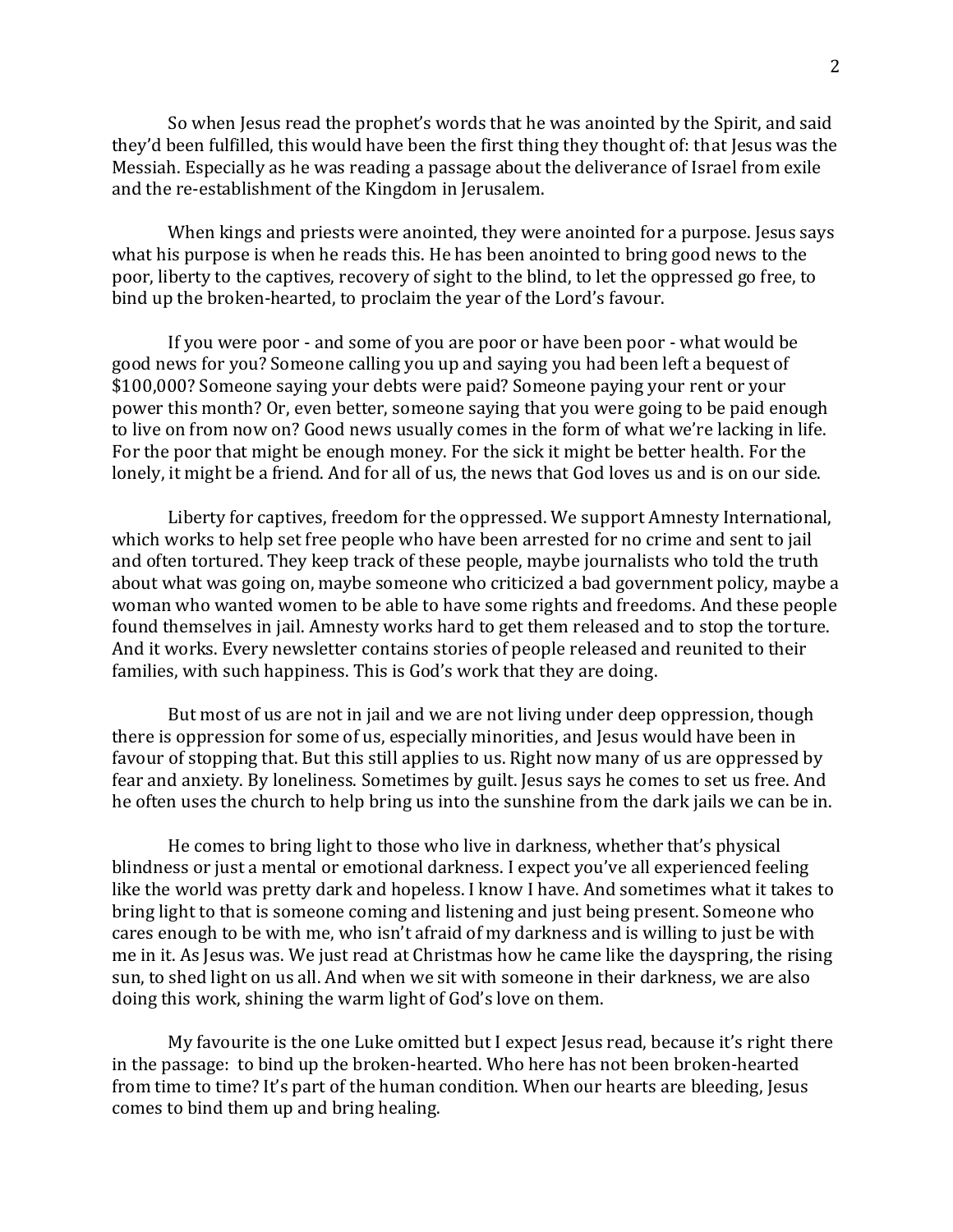So when Jesus read the prophet's words that he was anointed by the Spirit, and said they'd been fulfilled, this would have been the first thing they thought of: that Jesus was the Messiah. Especially as he was reading a passage about the deliverance of Israel from exile and the re-establishment of the Kingdom in Jerusalem.

When kings and priests were anointed, they were anointed for a purpose. Jesus says what his purpose is when he reads this. He has been anointed to bring good news to the poor, liberty to the captives, recovery of sight to the blind, to let the oppressed go free, to bind up the broken-hearted, to proclaim the year of the Lord's favour.

If you were poor - and some of you are poor or have been poor - what would be good news for you? Someone calling you up and saying you had been left a bequest of $100,000? Someone saying your debts were paid? Someone paying your rent or your power this month? Or, even better, someone saying that you were going to be paid enough to live on from now on? Good news usually comes in the form of what we're lacking in life. For the poor that might be enough money. For the sick it might be better health. For the lonely, it might be a friend. And for all of us, the news that God loves us and is on our side.

Liberty for captives, freedom for the oppressed. We support Amnesty International, which works to help set free people who have been arrested for no crime and sent to jail and often tortured. They keep track of these people, maybe journalists who told the truth about what was going on, maybe someone who criticized a bad government policy, maybe a woman who wanted women to be able to have some rights and freedoms. And these people found themselves in jail. Amnesty works hard to get them released and to stop the torture. And it works. Every newsletter contains stories of people released and reunited to their families, with such happiness. This is God's work that they are doing.

But most of us are not in jail and we are not living under deep oppression, though there is oppression for some of us, especially minorities, and Jesus would have been in favour of stopping that. But this still applies to us. Right now many of us are oppressed by fear and anxiety. By loneliness. Sometimes by guilt. Jesus says he comes to set us free. And he often uses the church to help bring us into the sunshine from the dark jails we can be in.

He comes to bring light to those who live in darkness, whether that's physical blindness or just a mental or emotional darkness. I expect you've all experienced feeling like the world was pretty dark and hopeless. I know I have. And sometimes what it takes to bring light to that is someone coming and listening and just being present. Someone who cares enough to be with me, who isn't afraid of my darkness and is willing to just be with me in it. As Jesus was. We just read at Christmas how he came like the dayspring, the rising sun, to shed light on us all. And when we sit with someone in their darkness, we are also doing this work, shining the warm light of God's love on them.

My favourite is the one Luke omitted but I expect Jesus read, because it's right there in the passage: to bind up the broken-hearted. Who here has not been broken-hearted from time to time? It's part of the human condition. When our hearts are bleeding, Jesus comes to bind them up and bring healing.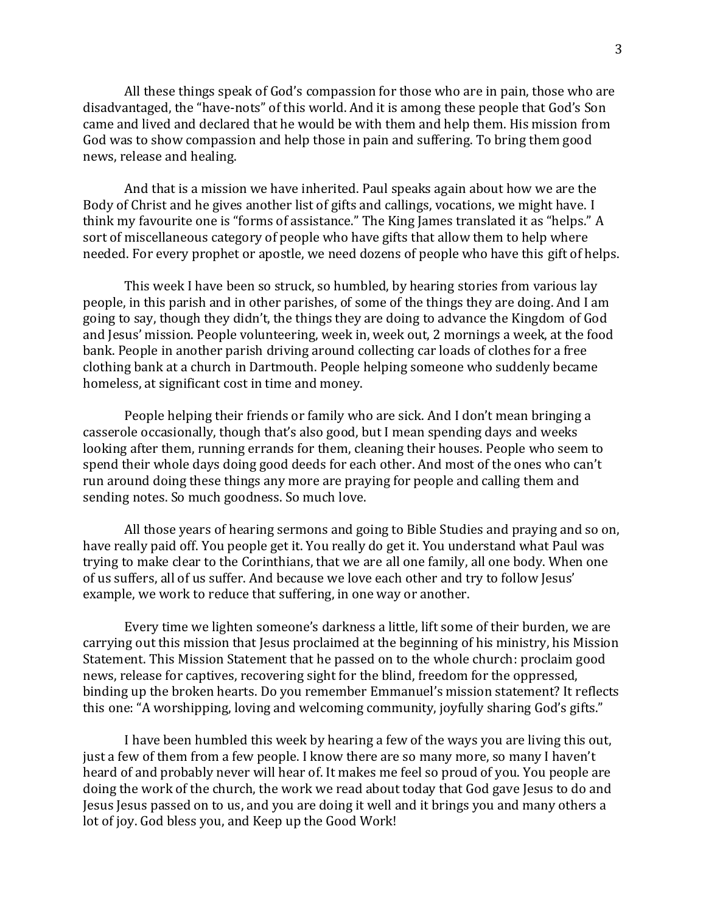All these things speak of God's compassion for those who are in pain, those who are disadvantaged, the "have-nots" of this world. And it is among these people that God's Son came and lived and declared that he would be with them and help them. His mission from God was to show compassion and help those in pain and suffering. To bring them good news, release and healing.

And that is a mission we have inherited. Paul speaks again about how we are the Body of Christ and he gives another list of gifts and callings, vocations, we might have. I think my favourite one is "forms of assistance." The King James translated it as "helps." A sort of miscellaneous category of people who have gifts that allow them to help where needed. For every prophet or apostle, we need dozens of people who have this gift of helps.

This week I have been so struck, so humbled, by hearing stories from various lay people, in this parish and in other parishes, of some of the things they are doing. And I am going to say, though they didn't, the things they are doing to advance the Kingdom of God and Jesus' mission. People volunteering, week in, week out, 2 mornings a week, at the food bank. People in another parish driving around collecting car loads of clothes for a free clothing bank at a church in Dartmouth. People helping someone who suddenly became homeless, at significant cost in time and money.

People helping their friends or family who are sick. And I don't mean bringing a casserole occasionally, though that's also good, but I mean spending days and weeks looking after them, running errands for them, cleaning their houses. People who seem to spend their whole days doing good deeds for each other. And most of the ones who can't run around doing these things any more are praying for people and calling them and sending notes. So much goodness. So much love.

All those years of hearing sermons and going to Bible Studies and praying and so on, have really paid off. You people get it. You really do get it. You understand what Paul was trying to make clear to the Corinthians, that we are all one family, all one body. When one of us suffers, all of us suffer. And because we love each other and try to follow Jesus' example, we work to reduce that suffering, in one way or another.

Every time we lighten someone's darkness a little, lift some of their burden, we are carrying out this mission that Jesus proclaimed at the beginning of his ministry, his Mission Statement. This Mission Statement that he passed on to the whole church: proclaim good news, release for captives, recovering sight for the blind, freedom for the oppressed, binding up the broken hearts. Do you remember Emmanuel's mission statement? It reflects this one: "A worshipping, loving and welcoming community, joyfully sharing God's gifts."

I have been humbled this week by hearing a few of the ways you are living this out, just a few of them from a few people. I know there are so many more, so many I haven't heard of and probably never will hear of. It makes me feel so proud of you. You people are doing the work of the church, the work we read about today that God gave Jesus to do and Jesus Jesus passed on to us, and you are doing it well and it brings you and many others a lot of joy. God bless you, and Keep up the Good Work!